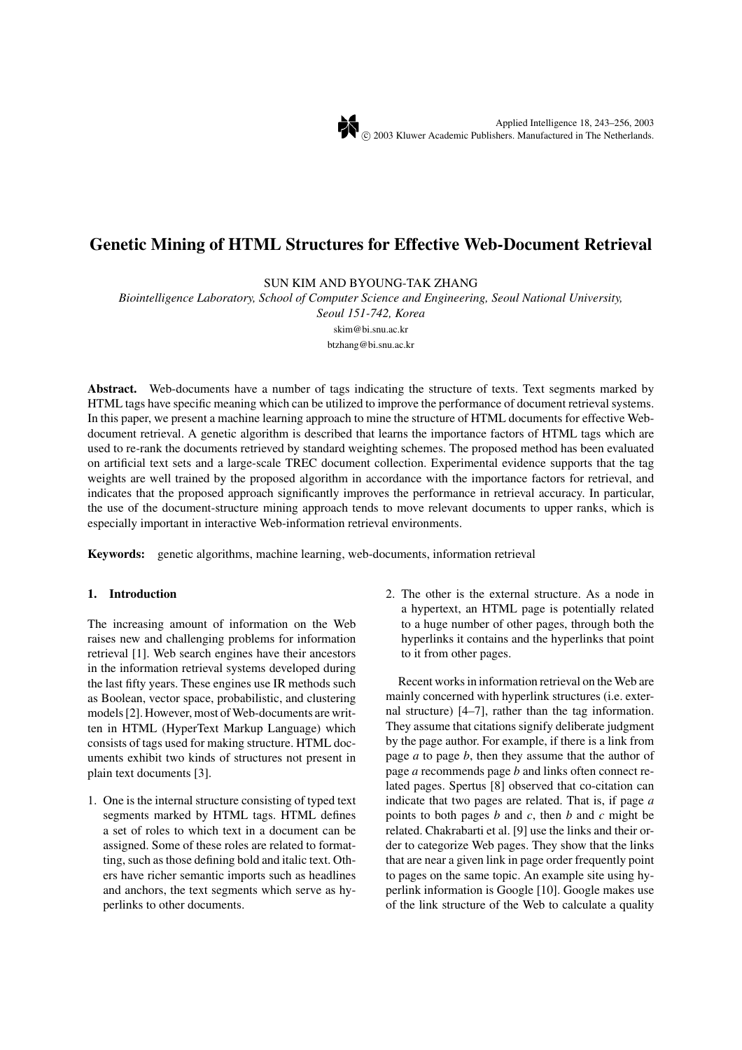# Genetic Mining of HTML Structures for Effective Web-Document Retrieval

SUN KIM AND BYOUNG-TAK ZHANG

*Biointelligence Laboratory, School of Computer Science and Engineering, Seoul National University, Seoul 151-742, Korea*

skim@bi.snu.ac.kr

btzhang@bi.snu.ac.kr

**Abstract.** Web-documents have a number of tags indicating the structure of texts. Text segments marked by HTML tags have specific meaning which can be utilized to improve the performance of document retrieval systems. In this paper, we present a machine learning approach to mine the structure of HTML documents for effective Web-document retrieval. A genetic algorithm is described that learns the importance factors of HTML tags which are used to re-rank the documents retrieved by standard weighting schemes. The proposed method has been evaluated on artificial text sets and a large-scale TREC document collection. Experimental evidence supports that the tag weights are well trained by the proposed algorithm in accordance with the importance factors for retrieval, and indicates that the proposed approach significantly improves the performance in retrieval accuracy. In particular, the use of the document-structure mining approach tends to move relevant documents to upper ranks, which is especially important in interactive Web-information retrieval environments.

**Keywords:** genetic algorithms, machine learning, web-documents, information retrieval

## 1. Introduction

The increasing amount of information on the Web raises new and challenging problems for information retrieval [1]. Web search engines have their ancestors in the information retrieval systems developed during the last fifty years. These engines use IR methods such as Boolean, vector space, probabilistic, and clustering models [2]. However, most of Web-documents are written in HTML (HyperText Markup Language) which consists of tags used for making structure. HTML documents exhibit two kinds of structures not present in plain text documents [3].

1. One is the internal structure consisting of typed text segments marked by HTML tags. HTML defines a set of roles to which text in a document can be assigned. Some of these roles are related to formatting, such as those defining bold and italic text. Others have richer semantic imports such as headlines and anchors, the text segments which serve as hyperlinks to other documents.
2. The other is the external structure. As a node in a hypertext, an HTML page is potentially related to a huge number of other pages, through both the hyperlinks it contains and the hyperlinks that point to it from other pages.

Recent works in information retrieval on the Web are mainly concerned with hyperlink structures (i.e. external structure) [4–7], rather than the tag information. They assume that citations signify deliberate judgment by the page author. For example, if there is a link from page *a* to page *b*, then they assume that the author of page *a* recommends page *b* and links often connect related pages. Spertus [8] observed that co-citation can indicate that two pages are related. That is, if page *a* points to both pages *b* and *c*, then *b* and *c* might be related. Chakrabarti et al. [9] use the links and their order to categorize Web pages. They show that the links that are near a given link in page order frequently point to pages on the same topic. An example site using hyperlink information is Google [10]. Google makes use of the link structure of the Web to calculate a quality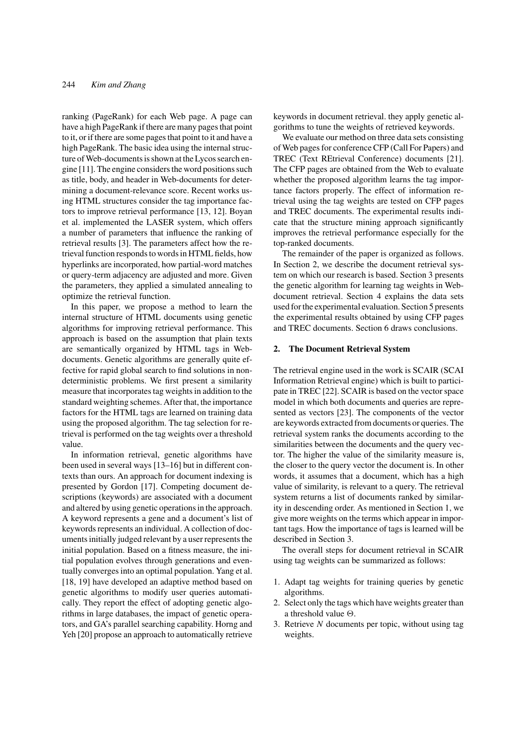ranking (PageRank) for each Web page. A page can have a high PageRank if there are many pages that point to it, or if there are some pages that point to it and have a high PageRank. The basic idea using the internal structure of Web-documents is shown at the Lycos search engine [11]. The engine considers the word positions such as title, body, and header in Web-documents for determining a document-relevance score. Recent works using HTML structures consider the tag importance factors to improve retrieval performance [13, 12]. Boyan et al. implemented the LASER system, which offers a number of parameters that influence the ranking of retrieval results [3]. The parameters affect how the retrieval function responds to words in HTML fields, how hyperlinks are incorporated, how partial-word matches or query-term adjacency are adjusted and more. Given the parameters, they applied a simulated annealing to optimize the retrieval function.

In this paper, we propose a method to learn the internal structure of HTML documents using genetic algorithms for improving retrieval performance. This approach is based on the assumption that plain texts are semantically organized by HTML tags in Web-documents. Genetic algorithms are generally quite effective for rapid global search to find solutions in non-deterministic problems. We first present a similarity measure that incorporates tag weights in addition to the standard weighting schemes. After that, the importance factors for the HTML tags are learned on training data using the proposed algorithm. The tag selection for retrieval is performed on the tag weights over a threshold value.

In information retrieval, genetic algorithms have been used in several ways [13–16] but in different contexts than ours. An approach for document indexing is presented by Gordon [17]. Competing document descriptions (keywords) are associated with a document and altered by using genetic operations in the approach. A keyword represents a gene and a document's list of keywords represents an individual. A collection of documents initially judged relevant by a user represents the initial population. Based on a fitness measure, the initial population evolves through generations and eventually converges into an optimal population. Yang et al. [18, 19] have developed an adaptive method based on genetic algorithms to modify user queries automatically. They report the effect of adopting genetic algorithms in large databases, the impact of genetic operators, and GA's parallel searching capability. Horng and Yeh [20] propose an approach to automatically retrieve keywords in document retrieval. they apply genetic algorithms to tune the weights of retrieved keywords.

We evaluate our method on three data sets consisting of Web pages for conference CFP (Call For Papers) and TREC (Text REtrieval Conference) documents [21]. The CFP pages are obtained from the Web to evaluate whether the proposed algorithm learns the tag importance factors properly. The effect of information retrieval using the tag weights are tested on CFP pages and TREC documents. The experimental results indicate that the structure mining approach significantly improves the retrieval performance especially for the top-ranked documents.

The remainder of the paper is organized as follows. In Section 2, we describe the document retrieval system on which our research is based. Section 3 presents the genetic algorithm for learning tag weights in Web-document retrieval. Section 4 explains the data sets used for the experimental evaluation. Section 5 presents the experimental results obtained by using CFP pages and TREC documents. Section 6 draws conclusions.

## 2. The Document Retrieval System

The retrieval engine used in the work is SCAIR (SCAI Information Retrieval engine) which is built to participate in TREC [22]. SCAIR is based on the vector space model in which both documents and queries are represented as vectors [23]. The components of the vector are keywords extracted from documents or queries. The retrieval system ranks the documents according to the similarities between the documents and the query vector. The higher the value of the similarity measure is, the closer to the query vector the document is. In other words, it assumes that a document, which has a high value of similarity, is relevant to a query. The retrieval system returns a list of documents ranked by similarity in descending order. As mentioned in Section 1, we give more weights on the terms which appear in important tags. How the importance of tags is learned will be described in Section 3.

The overall steps for document retrieval in SCAIR using tag weights can be summarized as follows:

1. Adapt tag weights for training queries by genetic algorithms.
2. Select only the tags which have weights greater than a threshold value $\Theta$.
3. Retrieve $N$ documents per topic, without using tag weights.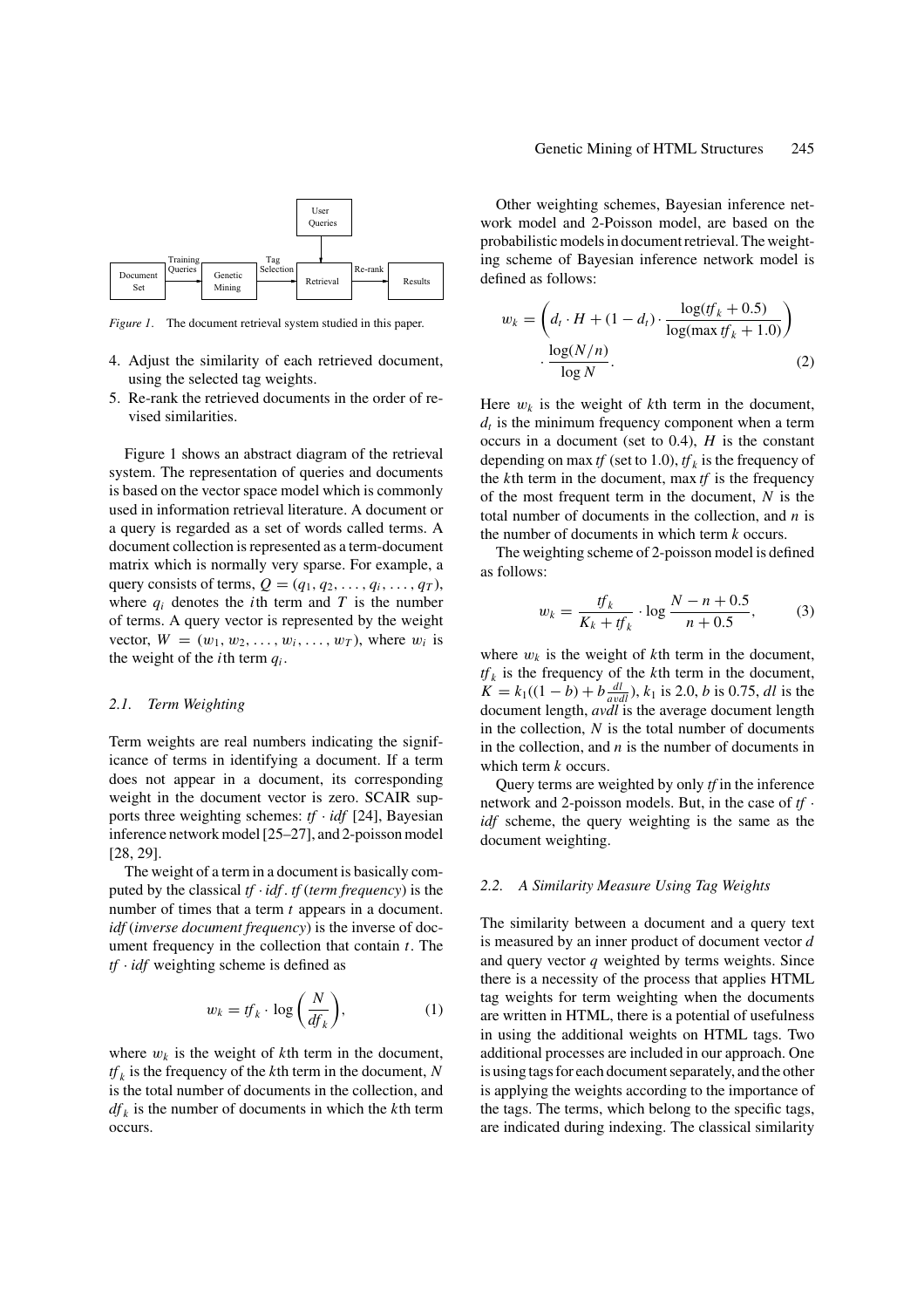Document Set → (Training Queries) → Genetic Mining → (Tag Selection) → Retrieval → (Re-rank) → Results

User Queries → Retrieval

*Figure 1*. The document retrieval system studied in this paper.

4. Adjust the similarity of each retrieved document, using the selected tag weights.
5. Re-rank the retrieved documents in the order of revised similarities.

Figure 1 shows an abstract diagram of the retrieval system. The representation of queries and documents is based on the vector space model which is commonly used in information retrieval literature. A document or a query is regarded as a set of words called terms. A document collection is represented as a term-document matrix which is normally very sparse. For example, a query consists of terms, $Q = (q_1, q_2, \ldots, q_i, \ldots, q_T)$, where $q_i$ denotes the $i$th term and $T$ is the number of terms. A query vector is represented by the weight vector, $W = (w_1, w_2, \ldots, w_i, \ldots, w_T)$, where $w_i$ is the weight of the $i$th term $q_i$.

### 2.1. Term Weighting

Term weights are real numbers indicating the significance of terms in identifying a document. If a term does not appear in a document, its corresponding weight in the document vector is zero. SCAIR supports three weighting schemes: *tf* · *idf* [24], Bayesian inference network model [25–27], and 2-poisson model [28, 29].

The weight of a term in a document is basically computed by the classical *tf* · *idf*. *tf* (*term frequency*) is the number of times that a term $t$ appears in a document. *idf* (*inverse document frequency*) is the inverse of document frequency in the collection that contain $t$. The *tf* · *idf* weighting scheme is defined as

$$w_k = tf_k \cdot \log\left(\frac{N}{df_k}\right), \tag{1}$$

where $w_k$ is the weight of $k$th term in the document, $tf_k$ is the frequency of the $k$th term in the document, $N$ is the total number of documents in the collection, and $df_k$ is the number of documents in which the $k$th term occurs.

Other weighting schemes, Bayesian inference network model and 2-Poisson model, are based on the probabilistic models in document retrieval. The weighting scheme of Bayesian inference network model is defined as follows:

$$w_k = \left(d_t \cdot H + (1 - d_t) \cdot \frac{\log(tf_k + 0.5)}{\log(\max tf_k + 1.0)}\right) \cdot \frac{\log(N/n)}{\log N}. \tag{2}$$

Here $w_k$ is the weight of $k$th term in the document, $d_t$ is the minimum frequency component when a term occurs in a document (set to 0.4), $H$ is the constant depending on max *tf* (set to 1.0), $tf_k$ is the frequency of the $k$th term in the document, max *tf* is the frequency of the most frequent term in the document, $N$ is the total number of documents in the collection, and $n$ is the number of documents in which term $k$ occurs.

The weighting scheme of 2-poisson model is defined as follows:

$$w_k = \frac{tf_k}{K_k + tf_k} \cdot \log\frac{N - n + 0.5}{n + 0.5}, \tag{3}$$

where $w_k$ is the weight of $k$th term in the document, $tf_k$ is the frequency of the $k$th term in the document, $K = k_1((1 - b) + b\frac{dl}{avdl})$, $k_1$ is 2.0, $b$ is 0.75, $dl$ is the document length, $avdl$ is the average document length in the collection, $N$ is the total number of documents in the collection, and $n$ is the number of documents in which term $k$ occurs.

Query terms are weighted by only *tf* in the inference network and 2-poisson models. But, in the case of *tf* · *idf* scheme, the query weighting is the same as the document weighting.

### 2.2. A Similarity Measure Using Tag Weights

The similarity between a document and a query text is measured by an inner product of document vector $d$ and query vector $q$ weighted by terms weights. Since there is a necessity of the process that applies HTML tag weights for term weighting when the documents are written in HTML, there is a potential of usefulness in using the additional weights on HTML tags. Two additional processes are included in our approach. One is using tags for each document separately, and the other is applying the weights according to the importance of the tags. The terms, which belong to the specific tags, are indicated during indexing. The classical similarity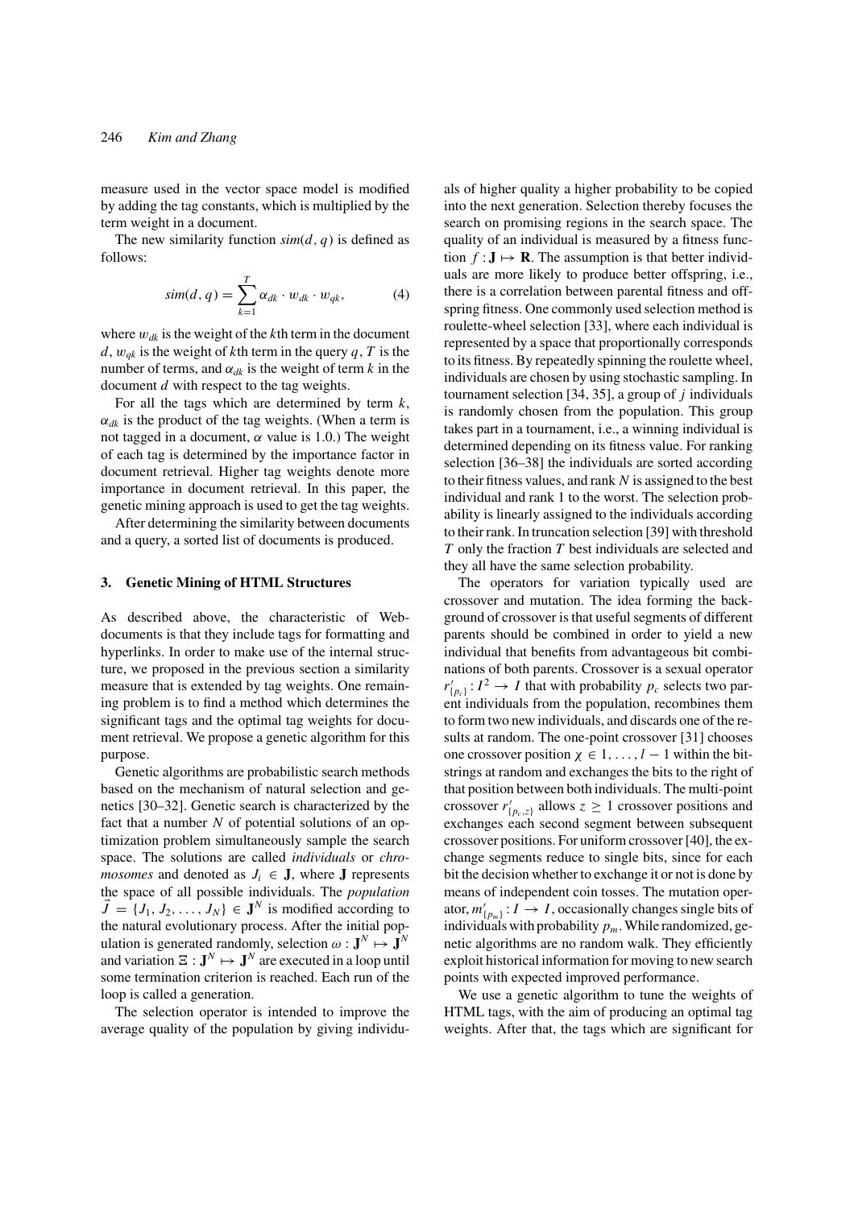measure used in the vector space model is modified by adding the tag constants, which is multiplied by the term weight in a document.

The new similarity function $sim(d, q)$ is defined as follows:

$$sim(d, q) = \sum_{k=1}^{T} \alpha_{dk} \cdot w_{dk} \cdot w_{qk}, \tag{4}$$

where $w_{dk}$ is the weight of the $k$th term in the document $d$, $w_{qk}$ is the weight of $k$th term in the query $q$, $T$ is the number of terms, and $\alpha_{dk}$ is the weight of term $k$ in the document $d$ with respect to the tag weights.

For all the tags which are determined by term $k$, $\alpha_{dk}$ is the product of the tag weights. (When a term is not tagged in a document, $\alpha$ value is 1.0.) The weight of each tag is determined by the importance factor in document retrieval. Higher tag weights denote more importance in document retrieval. In this paper, the genetic mining approach is used to get the tag weights.

After determining the similarity between documents and a query, a sorted list of documents is produced.

## 3. Genetic Mining of HTML Structures

As described above, the characteristic of Web-documents is that they include tags for formatting and hyperlinks. In order to make use of the internal structure, we proposed in the previous section a similarity measure that is extended by tag weights. One remaining problem is to find a method which determines the significant tags and the optimal tag weights for document retrieval. We propose a genetic algorithm for this purpose.

Genetic algorithms are probabilistic search methods based on the mechanism of natural selection and genetics [30–32]. Genetic search is characterized by the fact that a number $N$ of potential solutions of an optimization problem simultaneously sample the search space. The solutions are called *individuals* or *chromosomes* and denoted as $J_i \in \mathbf{J}$, where $\mathbf{J}$ represents the space of all possible individuals. The *population* $\vec{J} = \{J_1, J_2, \ldots, J_N\} \in \mathbf{J}^N$ is modified according to the natural evolutionary process. After the initial population is generated randomly, selection $\omega : \mathbf{J}^N \mapsto \mathbf{J}^N$ and variation $\Xi : \mathbf{J}^N \mapsto \mathbf{J}^N$ are executed in a loop until some termination criterion is reached. Each run of the loop is called a generation.

The selection operator is intended to improve the average quality of the population by giving individuals of higher quality a higher probability to be copied into the next generation. Selection thereby focuses the search on promising regions in the search space. The quality of an individual is measured by a fitness function $f : \mathbf{J} \mapsto \mathbf{R}$. The assumption is that better individuals are more likely to produce better offspring, i.e., there is a correlation between parental fitness and offspring fitness. One commonly used selection method is roulette-wheel selection [33], where each individual is represented by a space that proportionally corresponds to its fitness. By repeatedly spinning the roulette wheel, individuals are chosen by using stochastic sampling. In tournament selection [34, 35], a group of $j$ individuals is randomly chosen from the population. This group takes part in a tournament, i.e., a winning individual is determined depending on its fitness value. For ranking selection [36–38] the individuals are sorted according to their fitness values, and rank $N$ is assigned to the best individual and rank 1 to the worst. The selection probability is linearly assigned to the individuals according to their rank. In truncation selection [39] with threshold $T$ only the fraction $T$ best individuals are selected and they all have the same selection probability.

The operators for variation typically used are crossover and mutation. The idea forming the background of crossover is that useful segments of different parents should be combined in order to yield a new individual that benefits from advantageous bit combinations of both parents. Crossover is a sexual operator $r'_{\{p_c\}} : I^2 \rightarrow I$ that with probability $p_c$ selects two parent individuals from the population, recombines them to form two new individuals, and discards one of the results at random. The one-point crossover [31] chooses one crossover position $\chi \in 1, \ldots, l-1$ within the bitstrings at random and exchanges the bits to the right of that position between both individuals. The multi-point crossover $r'_{\{p_c, z\}}$ allows $z \geq 1$ crossover positions and exchanges each second segment between subsequent crossover positions. For uniform crossover [40], the exchange segments reduce to single bits, since for each bit the decision whether to exchange it or not is done by means of independent coin tosses. The mutation operator, $m'_{\{p_m\}} : I \rightarrow I$, occasionally changes single bits of individuals with probability $p_m$. While randomized, genetic algorithms are no random walk. They efficiently exploit historical information for moving to new search points with expected improved performance.

We use a genetic algorithm to tune the weights of HTML tags, with the aim of producing an optimal tag weights. After that, the tags which are significant for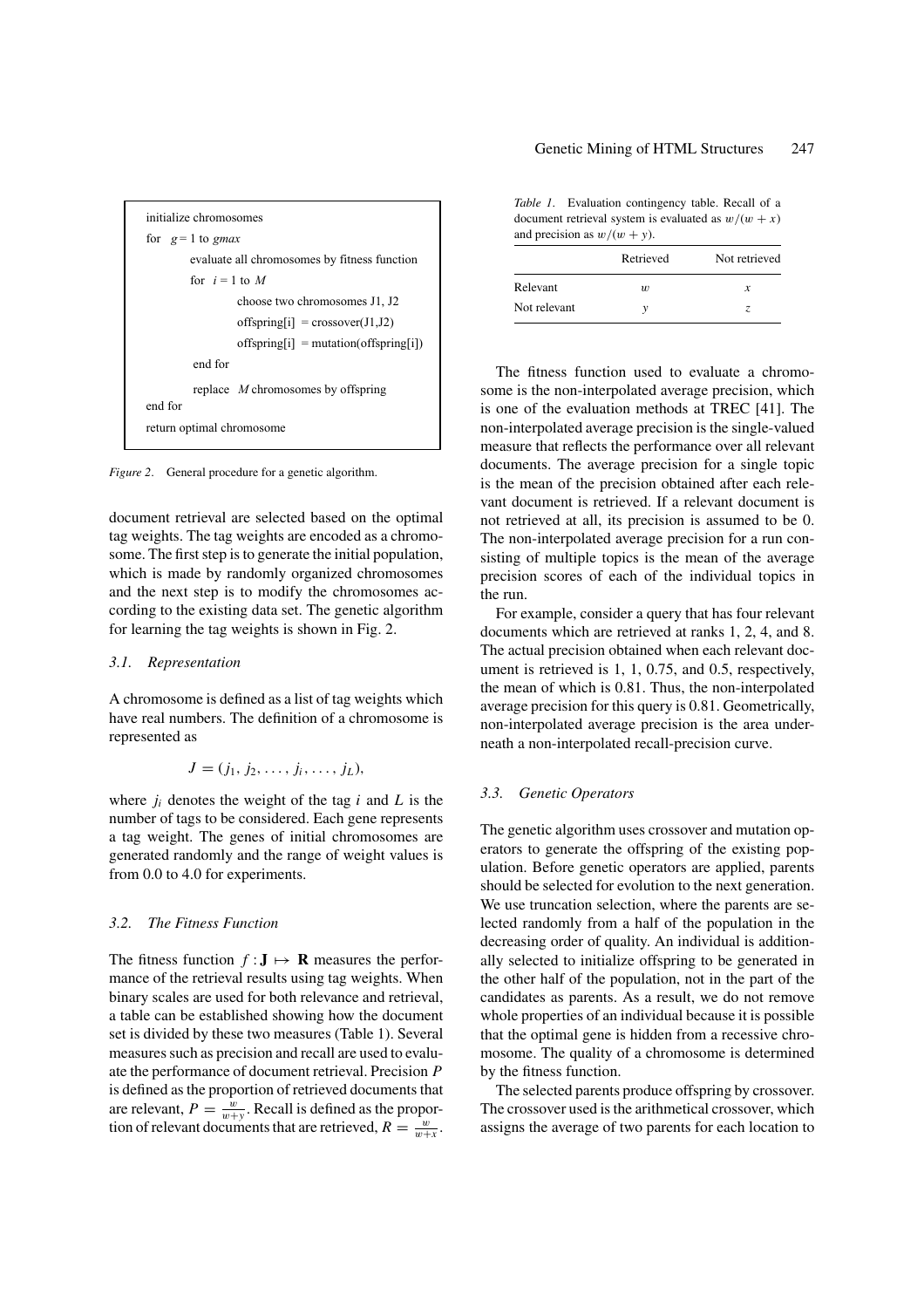```
initialize chromosomes
for   g = 1 to gmax
        evaluate all chromosomes by fitness function
        for   i = 1 to M
                choose two chromosomes J1, J2
                offspring[i]  = crossover(J1,J2)
                offspring[i]  = mutation(offspring[i])
        end for
        replace  M chromosomes by offspring
end for
return optimal chromosome
```

*Figure 2.* General procedure for a genetic algorithm.

document retrieval are selected based on the optimal tag weights. The tag weights are encoded as a chromosome. The first step is to generate the initial population, which is made by randomly organized chromosomes and the next step is to modify the chromosomes according to the existing data set. The genetic algorithm for learning the tag weights is shown in Fig. 2.

### 3.1. Representation

A chromosome is defined as a list of tag weights which have real numbers. The definition of a chromosome is represented as

$$J = (j_1, j_2, \ldots, j_i, \ldots, j_L),$$

where $j_i$ denotes the weight of the tag $i$ and $L$ is the number of tags to be considered. Each gene represents a tag weight. The genes of initial chromosomes are generated randomly and the range of weight values is from 0.0 to 4.0 for experiments.

### 3.2. The Fitness Function

The fitness function $f : \mathbf{J} \mapsto \mathbf{R}$ measures the performance of the retrieval results using tag weights. When binary scales are used for both relevance and retrieval, a table can be established showing how the document set is divided by these two measures (Table 1). Several measures such as precision and recall are used to evaluate the performance of document retrieval. Precision $P$ is defined as the proportion of retrieved documents that are relevant, $P = \frac{w}{w+y}$. Recall is defined as the proportion of relevant documents that are retrieved, $R = \frac{w}{w+x}$.

*Table 1.* Evaluation contingency table. Recall of a document retrieval system is evaluated as $w/(w+x)$ and precision as $w/(w+y)$.

| | Retrieved | Not retrieved |
|---|---|---|
| Relevant | $w$ | $x$ |
| Not relevant | $y$ | $z$ |

The fitness function used to evaluate a chromosome is the non-interpolated average precision, which is one of the evaluation methods at TREC [41]. The non-interpolated average precision is the single-valued measure that reflects the performance over all relevant documents. The average precision for a single topic is the mean of the precision obtained after each relevant document is retrieved. If a relevant document is not retrieved at all, its precision is assumed to be 0. The non-interpolated average precision for a run consisting of multiple topics is the mean of the average precision scores of each of the individual topics in the run.

For example, consider a query that has four relevant documents which are retrieved at ranks 1, 2, 4, and 8. The actual precision obtained when each relevant document is retrieved is 1, 1, 0.75, and 0.5, respectively, the mean of which is 0.81. Thus, the non-interpolated average precision for this query is 0.81. Geometrically, non-interpolated average precision is the area underneath a non-interpolated recall-precision curve.

### 3.3. Genetic Operators

The genetic algorithm uses crossover and mutation operators to generate the offspring of the existing population. Before genetic operators are applied, parents should be selected for evolution to the next generation. We use truncation selection, where the parents are selected randomly from a half of the population in the decreasing order of quality. An individual is additionally selected to initialize offspring to be generated in the other half of the population, not in the part of the candidates as parents. As a result, we do not remove whole properties of an individual because it is possible that the optimal gene is hidden from a recessive chromosome. The quality of a chromosome is determined by the fitness function.

The selected parents produce offspring by crossover. The crossover used is the arithmetical crossover, which assigns the average of two parents for each location to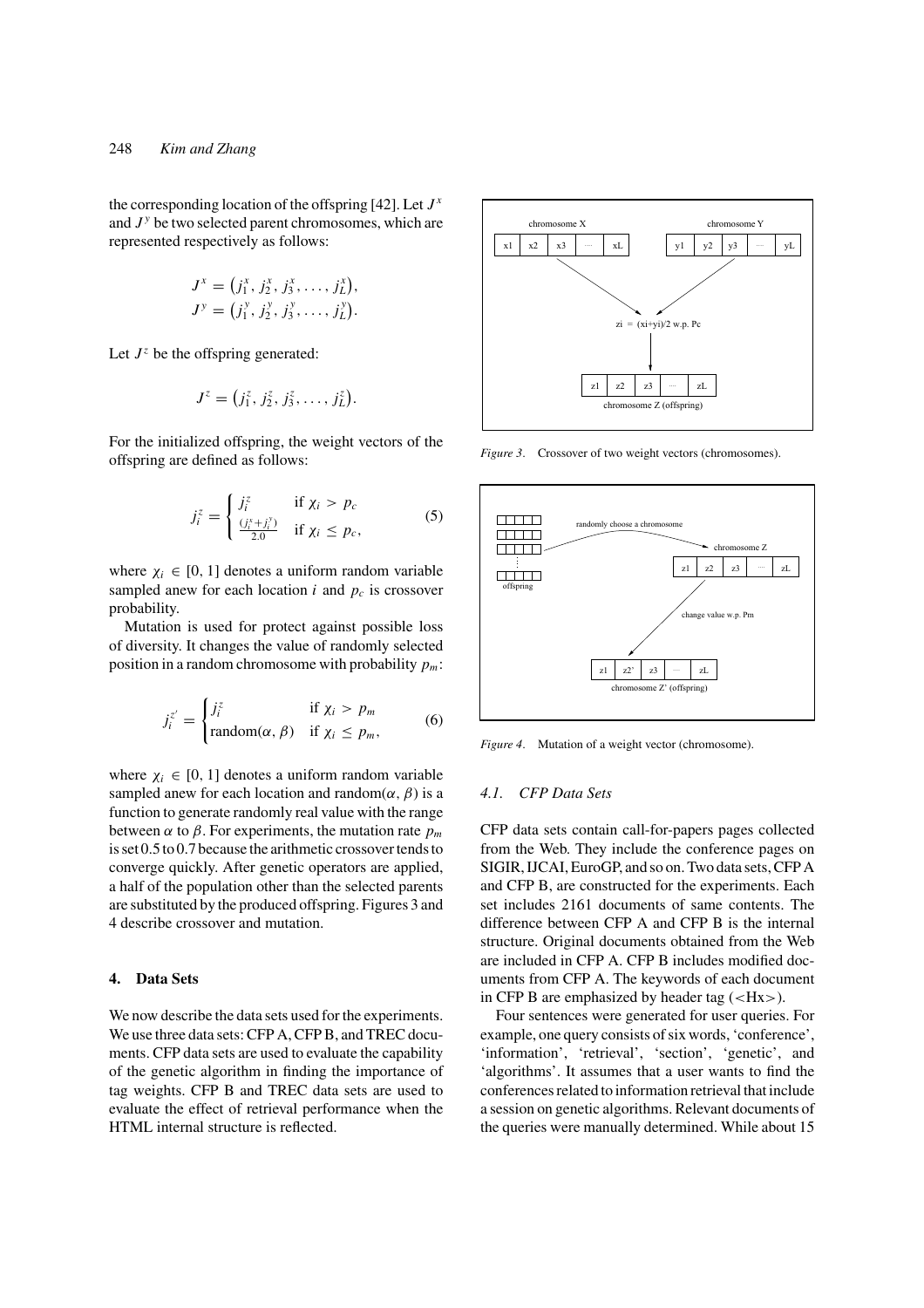the corresponding location of the offspring [42]. Let $J^x$ and $J^y$ be two selected parent chromosomes, which are represented respectively as follows:

$$J^x = (j_1^x, j_2^x, j_3^x, \ldots, j_L^x),$$
$$J^y = (j_1^y, j_2^y, j_3^y, \ldots, j_L^y).$$

Let $J^z$ be the offspring generated:

$$J^z = (j_1^z, j_2^z, j_3^z, \ldots, j_L^z).$$

For the initialized offspring, the weight vectors of the offspring are defined as follows:

$$j_i^z = \begin{cases} j_i^z & \text{if } \chi_i > p_c \\ \frac{(j_i^x + j_i^y)}{2.0} & \text{if } \chi_i \leq p_c, \end{cases} \tag{5}$$

where $\chi_i \in [0, 1]$ denotes a uniform random variable sampled anew for each location $i$ and $p_c$ is crossover probability.

Mutation is used for protect against possible loss of diversity. It changes the value of randomly selected position in a random chromosome with probability $p_m$:

$$j_i^{z'} = \begin{cases} j_i^z & \text{if } \chi_i > p_m \\ \text{random}(\alpha, \beta) & \text{if } \chi_i \leq p_m, \end{cases} \tag{6}$$

where $\chi_i \in [0, 1]$ denotes a uniform random variable sampled anew for each location and random$(\alpha, \beta)$ is a function to generate randomly real value with the range between $\alpha$ to $\beta$. For experiments, the mutation rate $p_m$ is set 0.5 to 0.7 because the arithmetic crossover tends to converge quickly. After genetic operators are applied, a half of the population other than the selected parents are substituted by the produced offspring. Figures 3 and 4 describe crossover and mutation.

chromosome X
x1 x2 x3 .... xL
chromosome Y
y1 y2 y3 .... yL
zi = (xi+yi)/2 w.p. Pc
z1 z2 z3 .... zL
chromosome Z (offspring)

*Figure 3*. Crossover of two weight vectors (chromosomes).

randomly choose a chromosome
offspring
chromosome Z
z1 z2 z3 .... zL
change value w.p. Pm
z1 z2' z3 .... zL
chromosome Z' (offspring)

*Figure 4*. Mutation of a weight vector (chromosome).

## 4. Data Sets

We now describe the data sets used for the experiments. We use three data sets: CFP A, CFP B, and TREC documents. CFP data sets are used to evaluate the capability of the genetic algorithm in finding the importance of tag weights. CFP B and TREC data sets are used to evaluate the effect of retrieval performance when the HTML internal structure is reflected.

### 4.1. CFP Data Sets

CFP data sets contain call-for-papers pages collected from the Web. They include the conference pages on SIGIR, IJCAI, EuroGP, and so on. Two data sets, CFP A and CFP B, are constructed for the experiments. Each set includes 2161 documents of same contents. The difference between CFP A and CFP B is the internal structure. Original documents obtained from the Web are included in CFP A. CFP B includes modified documents from CFP A. The keywords of each document in CFP B are emphasized by header tag (<Hx>).

Four sentences were generated for user queries. For example, one query consists of six words, 'conference', 'information', 'retrieval', 'section', 'genetic', and 'algorithms'. It assumes that a user wants to find the conferences related to information retrieval that include a session on genetic algorithms. Relevant documents of the queries were manually determined. While about 15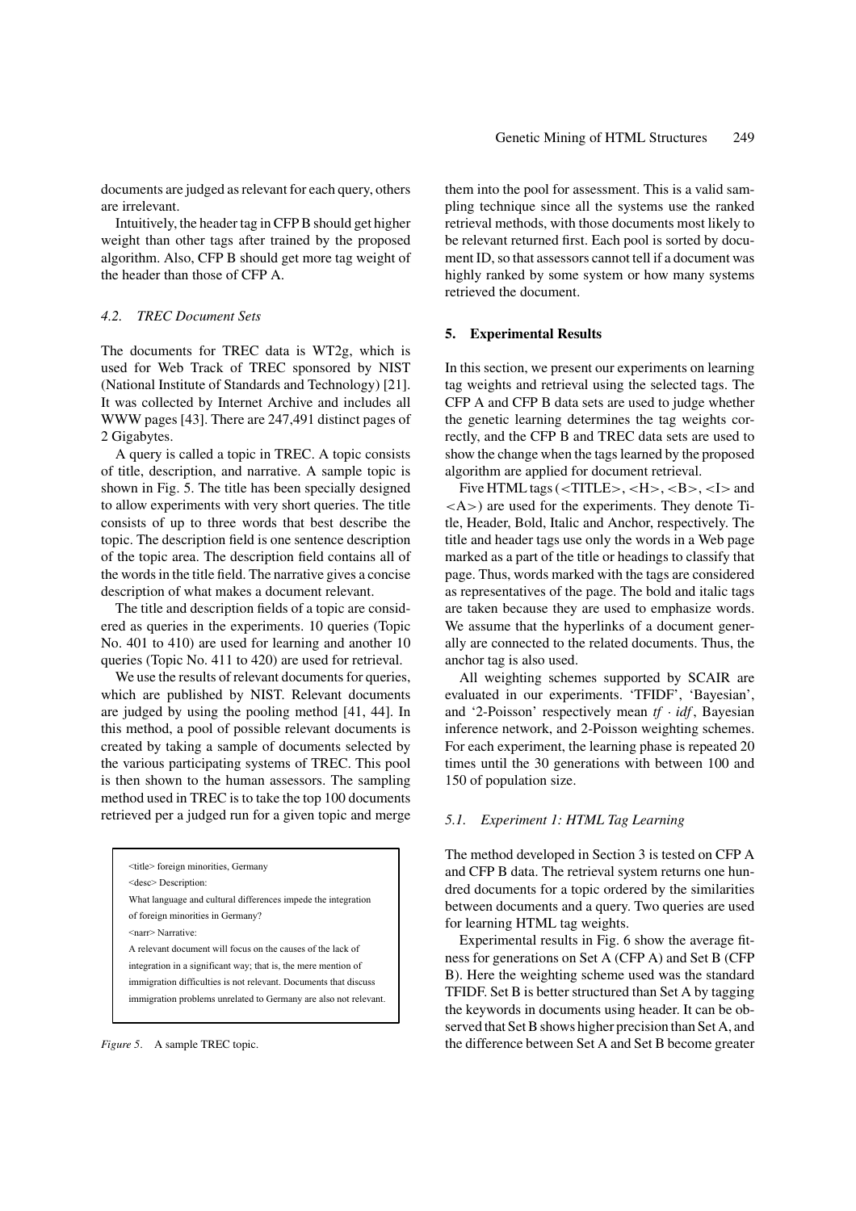documents are judged as relevant for each query, others are irrelevant.

Intuitively, the header tag in CFP B should get higher weight than other tags after trained by the proposed algorithm. Also, CFP B should get more tag weight of the header than those of CFP A.

### *4.2. TREC Document Sets*

The documents for TREC data is WT2g, which is used for Web Track of TREC sponsored by NIST (National Institute of Standards and Technology) [21]. It was collected by Internet Archive and includes all WWW pages [43]. There are 247,491 distinct pages of 2 Gigabytes.

A query is called a topic in TREC. A topic consists of title, description, and narrative. A sample topic is shown in Fig. 5. The title has been specially designed to allow experiments with very short queries. The title consists of up to three words that best describe the topic. The description field is one sentence description of the topic area. The description field contains all of the words in the title field. The narrative gives a concise description of what makes a document relevant.

The title and description fields of a topic are considered as queries in the experiments. 10 queries (Topic No. 401 to 410) are used for learning and another 10 queries (Topic No. 411 to 420) are used for retrieval.

We use the results of relevant documents for queries, which are published by NIST. Relevant documents are judged by using the pooling method [41, 44]. In this method, a pool of possible relevant documents is created by taking a sample of documents selected by the various participating systems of TREC. This pool is then shown to the human assessors. The sampling method used in TREC is to take the top 100 documents retrieved per a judged run for a given topic and merge them into the pool for assessment. This is a valid sampling technique since all the systems use the ranked retrieval methods, with those documents most likely to be relevant returned first. Each pool is sorted by document ID, so that assessors cannot tell if a document was highly ranked by some system or how many systems retrieved the document.

```
<title> foreign minorities, Germany
<desc> Description:
What language and cultural differences impede the integration
of foreign minorities in Germany?
<narr> Narrative:
A relevant document will focus on the causes of the lack of
integration in a significant way; that is, the mere mention of
immigration difficulties is not relevant. Documents that discuss
immigration problems unrelated to Germany are also not relevant.
```

*Figure 5.* A sample TREC topic.

## 5. Experimental Results

In this section, we present our experiments on learning tag weights and retrieval using the selected tags. The CFP A and CFP B data sets are used to judge whether the genetic learning determines the tag weights correctly, and the CFP B and TREC data sets are used to show the change when the tags learned by the proposed algorithm are applied for document retrieval.

Five HTML tags (<TITLE>, <H>, <B>, <I> and <A>) are used for the experiments. They denote Title, Header, Bold, Italic and Anchor, respectively. The title and header tags use only the words in a Web page marked as a part of the title or headings to classify that page. Thus, words marked with the tags are considered as representatives of the page. The bold and italic tags are taken because they are used to emphasize words. We assume that the hyperlinks of a document generally are connected to the related documents. Thus, the anchor tag is also used.

All weighting schemes supported by SCAIR are evaluated in our experiments. 'TFIDF', 'Bayesian', and '2-Poisson' respectively mean $tf \cdot idf$, Bayesian inference network, and 2-Poisson weighting schemes. For each experiment, the learning phase is repeated 20 times until the 30 generations with between 100 and 150 of population size.

### *5.1. Experiment 1: HTML Tag Learning*

The method developed in Section 3 is tested on CFP A and CFP B data. The retrieval system returns one hundred documents for a topic ordered by the similarities between documents and a query. Two queries are used for learning HTML tag weights.

Experimental results in Fig. 6 show the average fitness for generations on Set A (CFP A) and Set B (CFP B). Here the weighting scheme used was the standard TFIDF. Set B is better structured than Set A by tagging the keywords in documents using header. It can be observed that Set B shows higher precision than Set A, and the difference between Set A and Set B become greater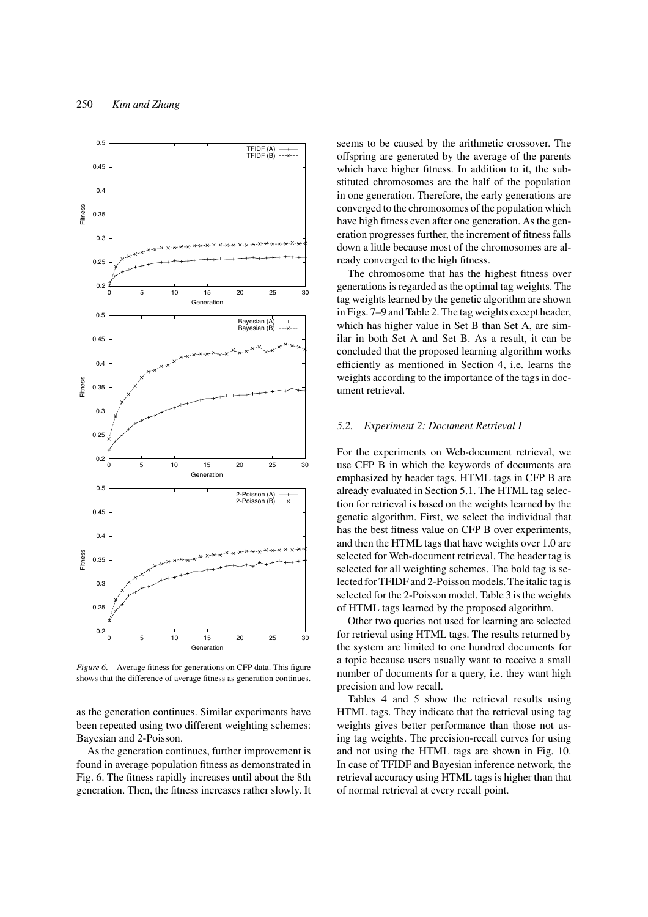0.5
TFIDF (A)
TFIDF (B)
0.45
0.4
Fitness
0.35
0.3
0.25
0.2
0 5 10 15 20 25 30
Generation

0.5
Bayesian (A)
Bayesian (B)
0.45
0.4
Fitness
0.35
0.3
0.25
0.2
0 5 10 15 20 25 30
Generation

0.5
2-Poisson (A)
2-Poisson (B)
0.45
0.4
Fitness
0.35
0.3
0.25
0.2
0 5 10 15 20 25 30
Generation

*Figure 6*. Average fitness for generations on CFP data. This figure shows that the difference of average fitness as generation continues.

as the generation continues. Similar experiments have been repeated using two different weighting schemes: Bayesian and 2-Poisson.

As the generation continues, further improvement is found in average population fitness as demonstrated in Fig. 6. The fitness rapidly increases until about the 8th generation. Then, the fitness increases rather slowly. It seems to be caused by the arithmetic crossover. The offspring are generated by the average of the parents which have higher fitness. In addition to it, the substituted chromosomes are the half of the population in one generation. Therefore, the early generations are converged to the chromosomes of the population which have high fitness even after one generation. As the generation progresses further, the increment of fitness falls down a little because most of the chromosomes are already converged to the high fitness.

The chromosome that has the highest fitness over generations is regarded as the optimal tag weights. The tag weights learned by the genetic algorithm are shown in Figs. 7–9 and Table 2. The tag weights except header, which has higher value in Set B than Set A, are similar in both Set A and Set B. As a result, it can be concluded that the proposed learning algorithm works efficiently as mentioned in Section 4, i.e. learns the weights according to the importance of the tags in document retrieval.

### *5.2. Experiment 2: Document Retrieval I*

For the experiments on Web-document retrieval, we use CFP B in which the keywords of documents are emphasized by header tags. HTML tags in CFP B are already evaluated in Section 5.1. The HTML tag selection for retrieval is based on the weights learned by the genetic algorithm. First, we select the individual that has the best fitness value on CFP B over experiments, and then the HTML tags that have weights over 1.0 are selected for Web-document retrieval. The header tag is selected for all weighting schemes. The bold tag is selected for TFIDF and 2-Poisson models. The italic tag is selected for the 2-Poisson model. Table 3 is the weights of HTML tags learned by the proposed algorithm.

Other two queries not used for learning are selected for retrieval using HTML tags. The results returned by the system are limited to one hundred documents for a topic because users usually want to receive a small number of documents for a query, i.e. they want high precision and low recall.

Tables 4 and 5 show the retrieval results using HTML tags. They indicate that the retrieval using tag weights gives better performance than those not using tag weights. The precision-recall curves for using and not using the HTML tags are shown in Fig. 10. In case of TFIDF and Bayesian inference network, the retrieval accuracy using HTML tags is higher than that of normal retrieval at every recall point.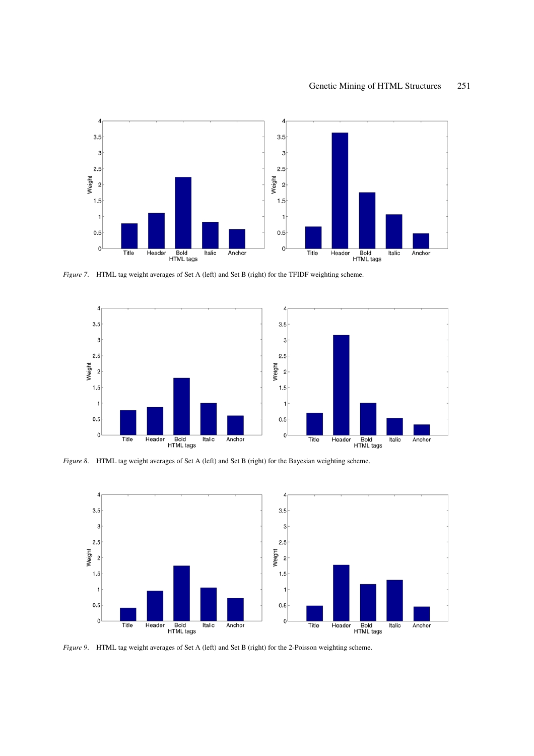Weight

4
3.5
3
2.5
2
1.5
1
0.5
0

Title Header Bold Italic Anchor
HTML tags

Weight

4
3.5
3
2.5
2
1.5
1
0.5
0

Title Header Bold Italic Anchor
HTML tags

*Figure 7*. HTML tag weight averages of Set A (left) and Set B (right) for the TFIDF weighting scheme.

Weight

4
3.5
3
2.5
2
1.5
1
0.5
0

Title Header Bold Italic Anchor
HTML tags

Weight

4
3.5
3
2.5
2
1.5
1
0.5
0

Title Header Bold Italic Anchor
HTML tags

*Figure 8*. HTML tag weight averages of Set A (left) and Set B (right) for the Bayesian weighting scheme.

Weight

4
3.5
3
2.5
2
1.5
1
0.5
0

Title Header Bold Italic Anchor
HTML tags

Weight

4
3.5
3
2.5
2
1.5
1
0.5
0

Title Header Bold Italic Anchor
HTML tags

*Figure 9*. HTML tag weight averages of Set A (left) and Set B (right) for the 2-Poisson weighting scheme.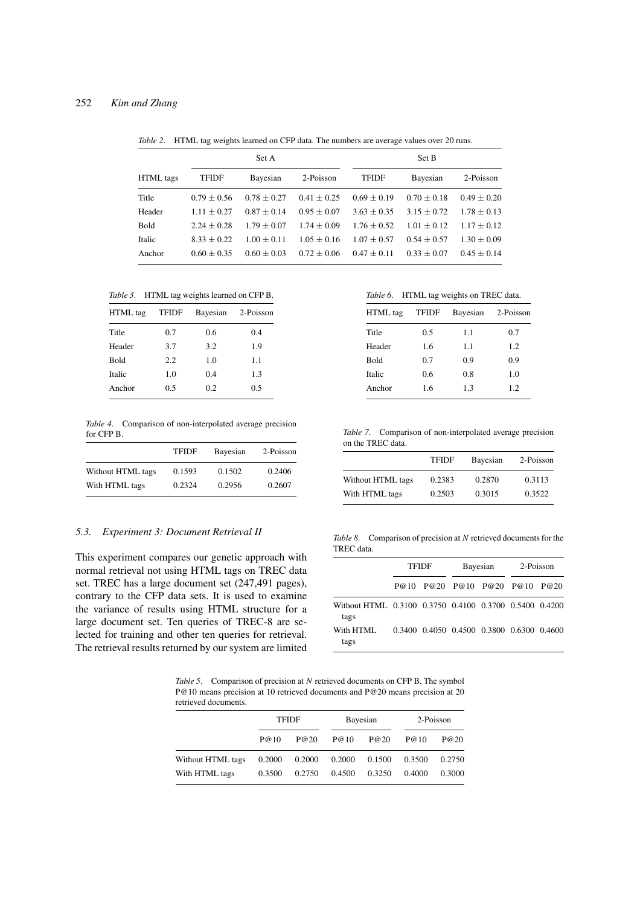*Table 2*. HTML tag weights learned on CFP data. The numbers are average values over 20 runs.

| HTML tags | Set A | | | Set B | | |
|---|---|---|---|---|---|---|
| | TFIDF | Bayesian | 2-Poisson | TFIDF | Bayesian | 2-Poisson |
| Title | $0.79 \pm 0.56$ | $0.78 \pm 0.27$ | $0.41 \pm 0.25$ | $0.69 \pm 0.19$ | $0.70 \pm 0.18$ | $0.49 \pm 0.20$ |
| Header | $1.11 \pm 0.27$ | $0.87 \pm 0.14$ | $0.95 \pm 0.07$ | $3.63 \pm 0.35$ | $3.15 \pm 0.72$ | $1.78 \pm 0.13$ |
| Bold | $2.24 \pm 0.28$ | $1.79 \pm 0.07$ | $1.74 \pm 0.09$ | $1.76 \pm 0.52$ | $1.01 \pm 0.12$ | $1.17 \pm 0.12$ |
| Italic | $8.33 \pm 0.22$ | $1.00 \pm 0.11$ | $1.05 \pm 0.16$ | $1.07 \pm 0.57$ | $0.54 \pm 0.57$ | $1.30 \pm 0.09$ |
| Anchor | $0.60 \pm 0.35$ | $0.60 \pm 0.03$ | $0.72 \pm 0.06$ | $0.47 \pm 0.11$ | $0.33 \pm 0.07$ | $0.45 \pm 0.14$ |

*Table 3*. HTML tag weights learned on CFP B.

| HTML tag | TFIDF | Bayesian | 2-Poisson |
|---|---|---|---|
| Title | 0.7 | 0.6 | 0.4 |
| Header | 3.7 | 3.2 | 1.9 |
| Bold | 2.2 | 1.0 | 1.1 |
| Italic | 1.0 | 0.4 | 1.3 |
| Anchor | 0.5 | 0.2 | 0.5 |

*Table 4*. Comparison of non-interpolated average precision for CFP B.

| | TFIDF | Bayesian | 2-Poisson |
|---|---|---|---|
| Without HTML tags | 0.1593 | 0.1502 | 0.2406 |
| With HTML tags | 0.2324 | 0.2956 | 0.2607 |

### 5.3. *Experiment 3: Document Retrieval II*

This experiment compares our genetic approach with normal retrieval not using HTML tags on TREC data set. TREC has a large document set (247,491 pages), contrary to the CFP data sets. It is used to examine the variance of results using HTML structure for a large document set. Ten queries of TREC-8 are selected for training and other ten queries for retrieval. The retrieval results returned by our system are limited

*Table 6*. HTML tag weights on TREC data.

| HTML tag | TFIDF | Bayesian | 2-Poisson |
|---|---|---|---|
| Title | 0.5 | 1.1 | 0.7 |
| Header | 1.6 | 1.1 | 1.2 |
| Bold | 0.7 | 0.9 | 0.9 |
| Italic | 0.6 | 0.8 | 1.0 |
| Anchor | 1.6 | 1.3 | 1.2 |

*Table 7*. Comparison of non-interpolated average precision on the TREC data.

| | TFIDF | Bayesian | 2-Poisson |
|---|---|---|---|
| Without HTML tags | 0.2383 | 0.2870 | 0.3113 |
| With HTML tags | 0.2503 | 0.3015 | 0.3522 |

*Table 8*. Comparison of precision at *N* retrieved documents for the TREC data.

| | TFIDF | | Bayesian | | 2-Poisson | |
|---|---|---|---|---|---|---|
| | P@10 | P@20 | P@10 | P@20 | P@10 | P@20 |
| Without HTML tags | 0.3100 | 0.3750 | 0.4100 | 0.3700 | 0.5400 | 0.4200 |
| With HTML tags | 0.3400 | 0.4050 | 0.4500 | 0.3800 | 0.6300 | 0.4600 |

*Table 5*. Comparison of precision at *N* retrieved documents on CFP B. The symbol P@10 means precision at 10 retrieved documents and P@20 means precision at 20 retrieved documents.

| | TFIDF | | Bayesian | | 2-Poisson | |
|---|---|---|---|---|---|---|
| | P@10 | P@20 | P@10 | P@20 | P@10 | P@20 |
| Without HTML tags | 0.2000 | 0.2000 | 0.2000 | 0.1500 | 0.3500 | 0.2750 |
| With HTML tags | 0.3500 | 0.2750 | 0.4500 | 0.3250 | 0.4000 | 0.3000 |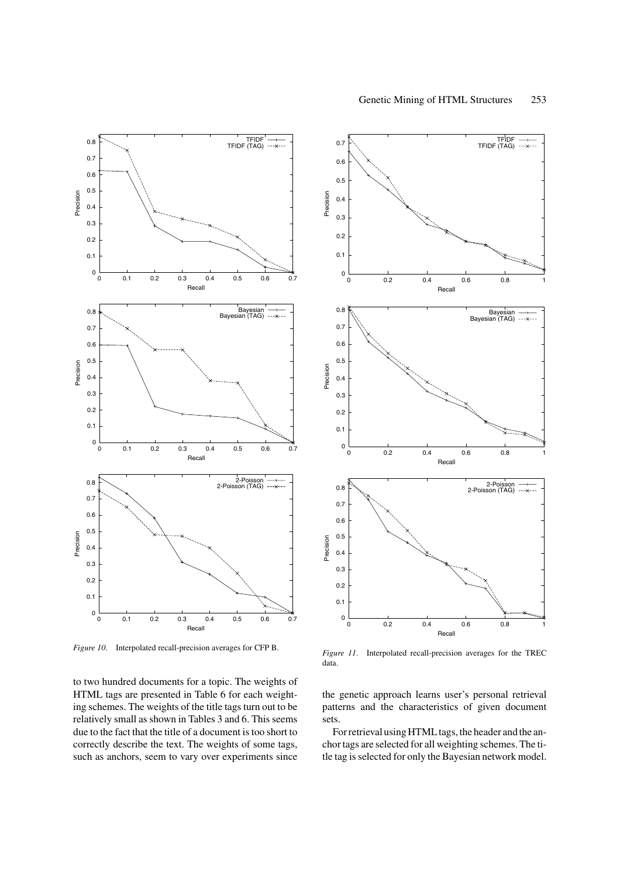TFIDF
TFIDF (TAG)
Precision
Recall
0
0.1
0.2
0.3
0.4
0.5
0.6
0.7
0.8

Bayesian
Bayesian (TAG)
Precision
Recall

2-Poisson
2-Poisson (TAG)
Precision
Recall

*Figure 10.* Interpolated recall-precision averages for CFP B.

TFIDF
TFIDF (TAG)
Precision
Recall
0
0.2
0.4
0.6
0.8
1

Bayesian
Bayesian (TAG)
Precision
Recall

2-Poisson
2-Poisson (TAG)
Precision
Recall

*Figure 11.* Interpolated recall-precision averages for the TREC data.

to two hundred documents for a topic. The weights of HTML tags are presented in Table 6 for each weighting schemes. The weights of the title tags turn out to be relatively small as shown in Tables 3 and 6. This seems due to the fact that the title of a document is too short to correctly describe the text. The weights of some tags, such as anchors, seem to vary over experiments since the genetic approach learns user's personal retrieval patterns and the characteristics of given document sets.

For retrieval using HTML tags, the header and the anchor tags are selected for all weighting schemes. The title tag is selected for only the Bayesian network model.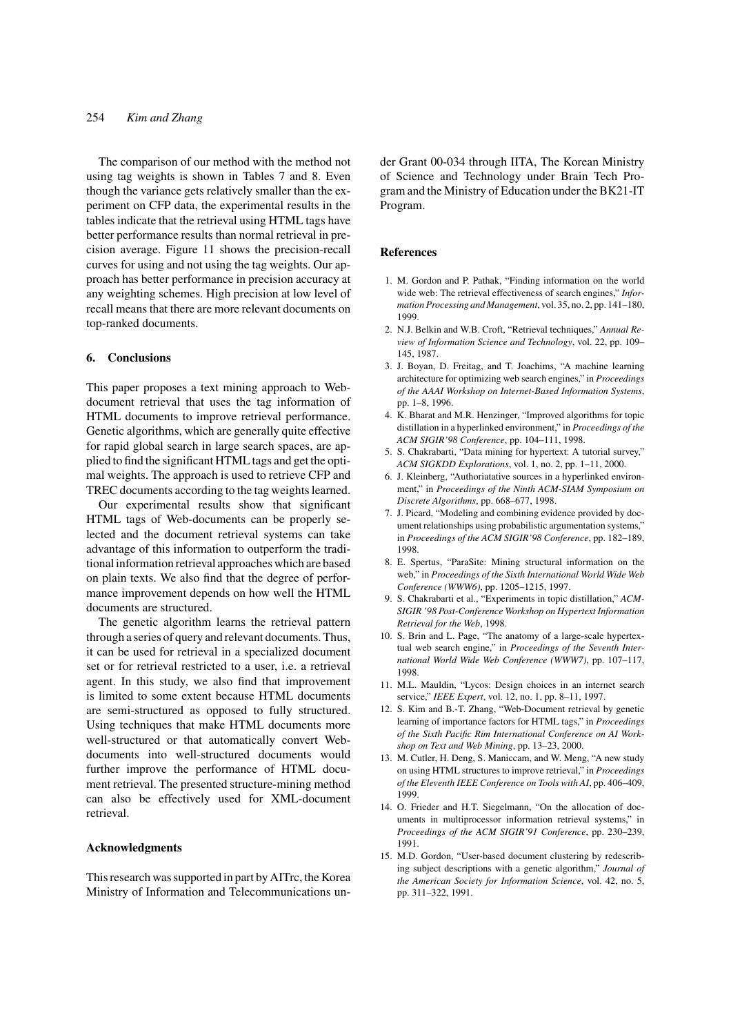The comparison of our method with the method not using tag weights is shown in Tables 7 and 8. Even though the variance gets relatively smaller than the experiment on CFP data, the experimental results in the tables indicate that the retrieval using HTML tags have better performance results than normal retrieval in precision average. Figure 11 shows the precision-recall curves for using and not using the tag weights. Our approach has better performance in precision accuracy at any weighting schemes. High precision at low level of recall means that there are more relevant documents on top-ranked documents.

## 6. Conclusions

This paper proposes a text mining approach to Web-document retrieval that uses the tag information of HTML documents to improve retrieval performance. Genetic algorithms, which are generally quite effective for rapid global search in large search spaces, are applied to find the significant HTML tags and get the optimal weights. The approach is used to retrieve CFP and TREC documents according to the tag weights learned.

Our experimental results show that significant HTML tags of Web-documents can be properly selected and the document retrieval systems can take advantage of this information to outperform the traditional information retrieval approaches which are based on plain texts. We also find that the degree of performance improvement depends on how well the HTML documents are structured.

The genetic algorithm learns the retrieval pattern through a series of query and relevant documents. Thus, it can be used for retrieval in a specialized document set or for retrieval restricted to a user, i.e. a retrieval agent. In this study, we also find that improvement is limited to some extent because HTML documents are semi-structured as opposed to fully structured. Using techniques that make HTML documents more well-structured or that automatically convert Web-documents into well-structured documents would further improve the performance of HTML document retrieval. The presented structure-mining method can also be effectively used for XML-document retrieval.

### Acknowledgments

This research was supported in part by AITrc, the Korea Ministry of Information and Telecommunications under Grant 00-034 through IITA, The Korean Ministry of Science and Technology under Brain Tech Program and the Ministry of Education under the BK21-IT Program.

### References

1. M. Gordon and P. Pathak, "Finding information on the world wide web: The retrieval effectiveness of search engines," *Information Processing and Management*, vol. 35, no. 2, pp. 141–180, 1999.
2. N.J. Belkin and W.B. Croft, "Retrieval techniques," *Annual Review of Information Science and Technology*, vol. 22, pp. 109–145, 1987.
3. J. Boyan, D. Freitag, and T. Joachims, "A machine learning architecture for optimizing web search engines," in *Proceedings of the AAAI Workshop on Internet-Based Information Systems*, pp. 1–8, 1996.
4. K. Bharat and M.R. Henzinger, "Improved algorithms for topic distillation in a hyperlinked environment," in *Proceedings of the ACM SIGIR'98 Conference*, pp. 104–111, 1998.
5. S. Chakrabarti, "Data mining for hypertext: A tutorial survey," *ACM SIGKDD Explorations*, vol. 1, no. 2, pp. 1–11, 2000.
6. J. Kleinberg, "Authoriatative sources in a hyperlinked environment," in *Proceedings of the Ninth ACM-SIAM Symposium on Discrete Algorithms*, pp. 668–677, 1998.
7. J. Picard, "Modeling and combining evidence provided by document relationships using probabilistic argumentation systems," in *Proceedings of the ACM SIGIR'98 Conference*, pp. 182–189, 1998.
8. E. Spertus, "ParaSite: Mining structural information on the web," in *Proceedings of the Sixth International World Wide Web Conference (WWW6)*, pp. 1205–1215, 1997.
9. S. Chakrabarti et al., "Experiments in topic distillation," *ACM-SIGIR '98 Post-Conference Workshop on Hypertext Information Retrieval for the Web*, 1998.
10. S. Brin and L. Page, "The anatomy of a large-scale hypertextual web search engine," in *Proceedings of the Seventh International World Wide Web Conference (WWW7)*, pp. 107–117, 1998.
11. M.L. Mauldin, "Lycos: Design choices in an internet search service," *IEEE Expert*, vol. 12, no. 1, pp. 8–11, 1997.
12. S. Kim and B.-T. Zhang, "Web-Document retrieval by genetic learning of importance factors for HTML tags," in *Proceedings of the Sixth Pacific Rim International Conference on AI Workshop on Text and Web Mining*, pp. 13–23, 2000.
13. M. Cutler, H. Deng, S. Maniccam, and W. Meng, "A new study on using HTML structures to improve retrieval," in *Proceedings of the Eleventh IEEE Conference on Tools with AI*, pp. 406–409, 1999.
14. O. Frieder and H.T. Siegelmann, "On the allocation of documents in multiprocessor information retrieval systems," in *Proceedings of the ACM SIGIR'91 Conference*, pp. 230–239, 1991.
15. M.D. Gordon, "User-based document clustering by redescribing subject descriptions with a genetic algorithm," *Journal of the American Society for Information Science*, vol. 42, no. 5, pp. 311–322, 1991.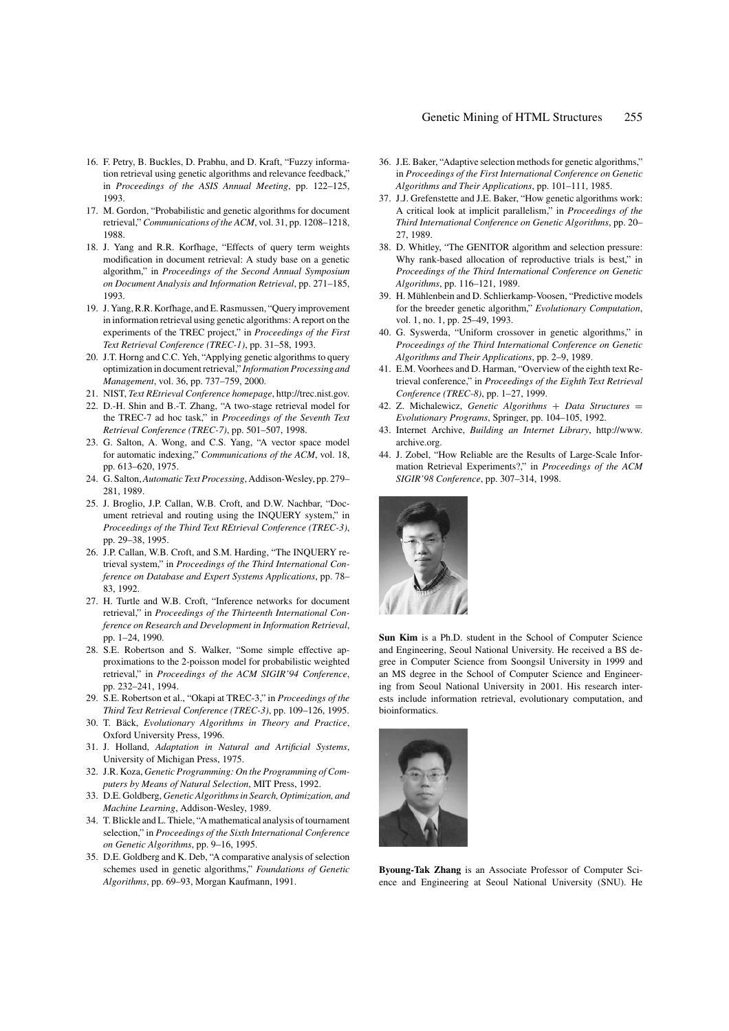16. F. Petry, B. Buckles, D. Prabhu, and D. Kraft, "Fuzzy information retrieval using genetic algorithms and relevance feedback," in *Proceedings of the ASIS Annual Meeting*, pp. 122–125, 1993.
17. M. Gordon, "Probabilistic and genetic algorithms for document retrieval," *Communications of the ACM*, vol. 31, pp. 1208–1218, 1988.
18. J. Yang and R.R. Korfhage, "Effects of query term weights modification in document retrieval: A study base on a genetic algorithm," in *Proceedings of the Second Annual Symposium on Document Analysis and Information Retrieval*, pp. 271–185, 1993.
19. J. Yang, R.R. Korfhage, and E. Rasmussen, "Query improvement in information retrieval using genetic algorithms: A report on the experiments of the TREC project," in *Proceedings of the First Text Retrieval Conference (TREC-1)*, pp. 31–58, 1993.
20. J.T. Horng and C.C. Yeh, "Applying genetic algorithms to query optimization in document retrieval," *Information Processing and Management*, vol. 36, pp. 737–759, 2000.
21. NIST, *Text REtrieval Conference homepage*, http://trec.nist.gov.
22. D.-H. Shin and B.-T. Zhang, "A two-stage retrieval model for the TREC-7 ad hoc task," in *Proceedings of the Seventh Text Retrieval Conference (TREC-7)*, pp. 501–507, 1998.
23. G. Salton, A. Wong, and C.S. Yang, "A vector space model for automatic indexing," *Communications of the ACM*, vol. 18, pp. 613–620, 1975.
24. G. Salton, *Automatic Text Processing*, Addison-Wesley, pp. 279–281, 1989.
25. J. Broglio, J.P. Callan, W.B. Croft, and D.W. Nachbar, "Document retrieval and routing using the INQUERY system," in *Proceedings of the Third Text REtrieval Conference (TREC-3)*, pp. 29–38, 1995.
26. J.P. Callan, W.B. Croft, and S.M. Harding, "The INQUERY retrieval system," in *Proceedings of the Third International Conference on Database and Expert Systems Applications*, pp. 78–83, 1992.
27. H. Turtle and W.B. Croft, "Inference networks for document retrieval," in *Proceedings of the Thirteenth International Conference on Research and Development in Information Retrieval*, pp. 1–24, 1990.
28. S.E. Robertson and S. Walker, "Some simple effective approximations to the 2-poisson model for probabilistic weighted retrieval," in *Proceedings of the ACM SIGIR'94 Conference*, pp. 232–241, 1994.
29. S.E. Robertson et al., "Okapi at TREC-3," in *Proceedings of the Third Text Retrieval Conference (TREC-3)*, pp. 109–126, 1995.
30. T. Bäck, *Evolutionary Algorithms in Theory and Practice*, Oxford University Press, 1996.
31. J. Holland, *Adaptation in Natural and Artificial Systems*, University of Michigan Press, 1975.
32. J.R. Koza, *Genetic Programming: On the Programming of Computers by Means of Natural Selection*, MIT Press, 1992.
33. D.E. Goldberg, *Genetic Algorithms in Search, Optimization, and Machine Learning*, Addison-Wesley, 1989.
34. T. Blickle and L. Thiele, "A mathematical analysis of tournament selection," in *Proceedings of the Sixth International Conference on Genetic Algorithms*, pp. 9–16, 1995.
35. D.E. Goldberg and K. Deb, "A comparative analysis of selection schemes used in genetic algorithms," *Foundations of Genetic Algorithms*, pp. 69–93, Morgan Kaufmann, 1991.
36. J.E. Baker, "Adaptive selection methods for genetic algorithms," in *Proceedings of the First International Conference on Genetic Algorithms and Their Applications*, pp. 101–111, 1985.
37. J.J. Grefenstette and J.E. Baker, "How genetic algorithms work: A critical look at implicit parallelism," in *Proceedings of the Third International Conference on Genetic Algorithms*, pp. 20–27, 1989.
38. D. Whitley, "The GENITOR algorithm and selection pressure: Why rank-based allocation of reproductive trials is best," in *Proceedings of the Third International Conference on Genetic Algorithms*, pp. 116–121, 1989.
39. H. Mühlenbein and D. Schlierkamp-Voosen, "Predictive models for the breeder genetic algorithm," *Evolutionary Computation*, vol. 1, no. 1, pp. 25–49, 1993.
40. G. Syswerda, "Uniform crossover in genetic algorithms," in *Proceedings of the Third International Conference on Genetic Algorithms and Their Applications*, pp. 2–9, 1989.
41. E.M. Voorhees and D. Harman, "Overview of the eighth text Retrieval conference," in *Proceedings of the Eighth Text Retrieval Conference (TREC-8)*, pp. 1–27, 1999.
42. Z. Michalewicz, *Genetic Algorithms + Data Structures = Evolutionary Programs*, Springer, pp. 104–105, 1992.
43. Internet Archive, *Building an Internet Library*, http://www.archive.org.
44. J. Zobel, "How Reliable are the Results of Large-Scale Information Retrieval Experiments?," in *Proceedings of the ACM SIGIR'98 Conference*, pp. 307–314, 1998.

**Sun Kim** is a Ph.D. student in the School of Computer Science and Engineering, Seoul National University. He received a BS degree in Computer Science from Soongsil University in 1999 and an MS degree in the School of Computer Science and Engineering from Seoul National University in 2001. His research interests include information retrieval, evolutionary computation, and bioinformatics.

**Byoung-Tak Zhang** is an Associate Professor of Computer Science and Engineering at Seoul National University (SNU). He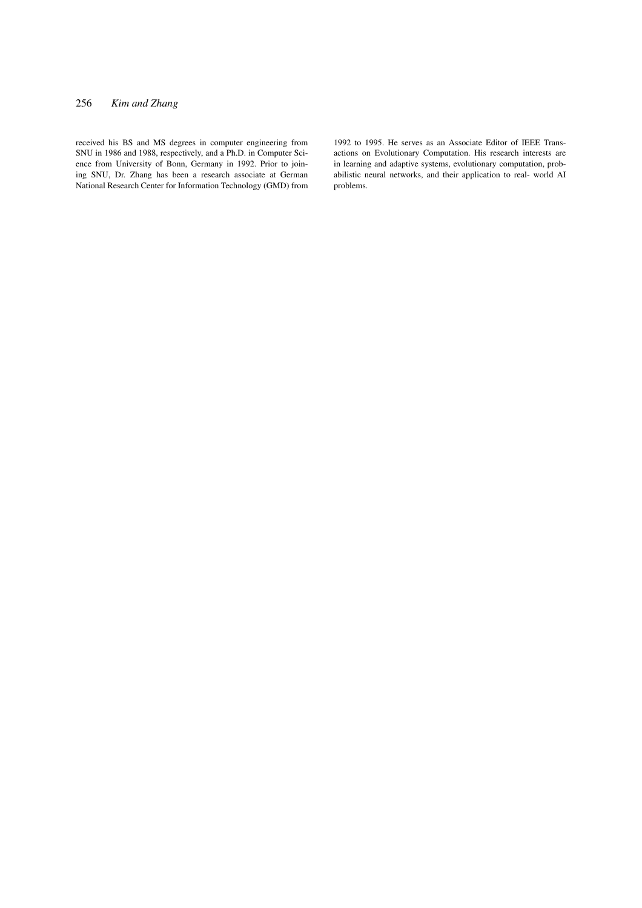received his BS and MS degrees in computer engineering from SNU in 1986 and 1988, respectively, and a Ph.D. in Computer Science from University of Bonn, Germany in 1992. Prior to joining SNU, Dr. Zhang has been a research associate at German National Research Center for Information Technology (GMD) from 1992 to 1995. He serves as an Associate Editor of IEEE Transactions on Evolutionary Computation. His research interests are in learning and adaptive systems, evolutionary computation, probabilistic neural networks, and their application to real- world AI problems.